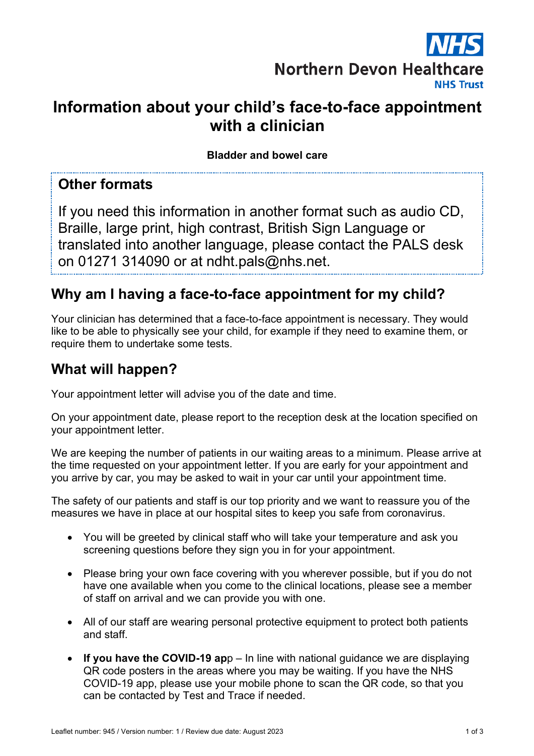NHS

Northern Devon Healthcare NHS Trust

# Information about your child's face-to-face appointment with a clinician

**Bladder and bowel care**

## Other formats

If you need this information in another format such as audio CD, Braille, large print, high contrast, British Sign Language or translated into another language, please contact the PALS desk on 01271 314090 or at ndht.pals@nhs.net.

## Why am I having a face-to-face appointment for my child?

Your clinician has determined that a face-to-face appointment is necessary. They would like to be able to physically see your child, for example if they need to examine them, or require them to undertake some tests.

## What will happen?

Your appointment letter will advise you of the date and time.

On your appointment date, please report to the reception desk at the location specified on your appointment letter.

We are keeping the number of patients in our waiting areas to a minimum. Please arrive at the time requested on your appointment letter. If you are early for your appointment and you arrive by car, you may be asked to wait in your car until your appointment time.

The safety of our patients and staff is our top priority and we want to reassure you of the measures we have in place at our hospital sites to keep you safe from coronavirus.

- You will be greeted by clinical staff who will take your temperature and ask you screening questions before they sign you in for your appointment.
- Please bring your own face covering with you wherever possible, but if you do not have one available when you come to the clinical locations, please see a member of staff on arrival and we can provide you with one.
- All of our staff are wearing personal protective equipment to protect both patients and staff.
- **If you have the COVID-19 ap**p – In line with national guidance we are displaying QR code posters in the areas where you may be waiting. If you have the NHS COVID-19 app, please use your mobile phone to scan the QR code, so that you can be contacted by Test and Trace if needed.

Leaflet number: 945 / Version number: 1 / Review due date: August 2023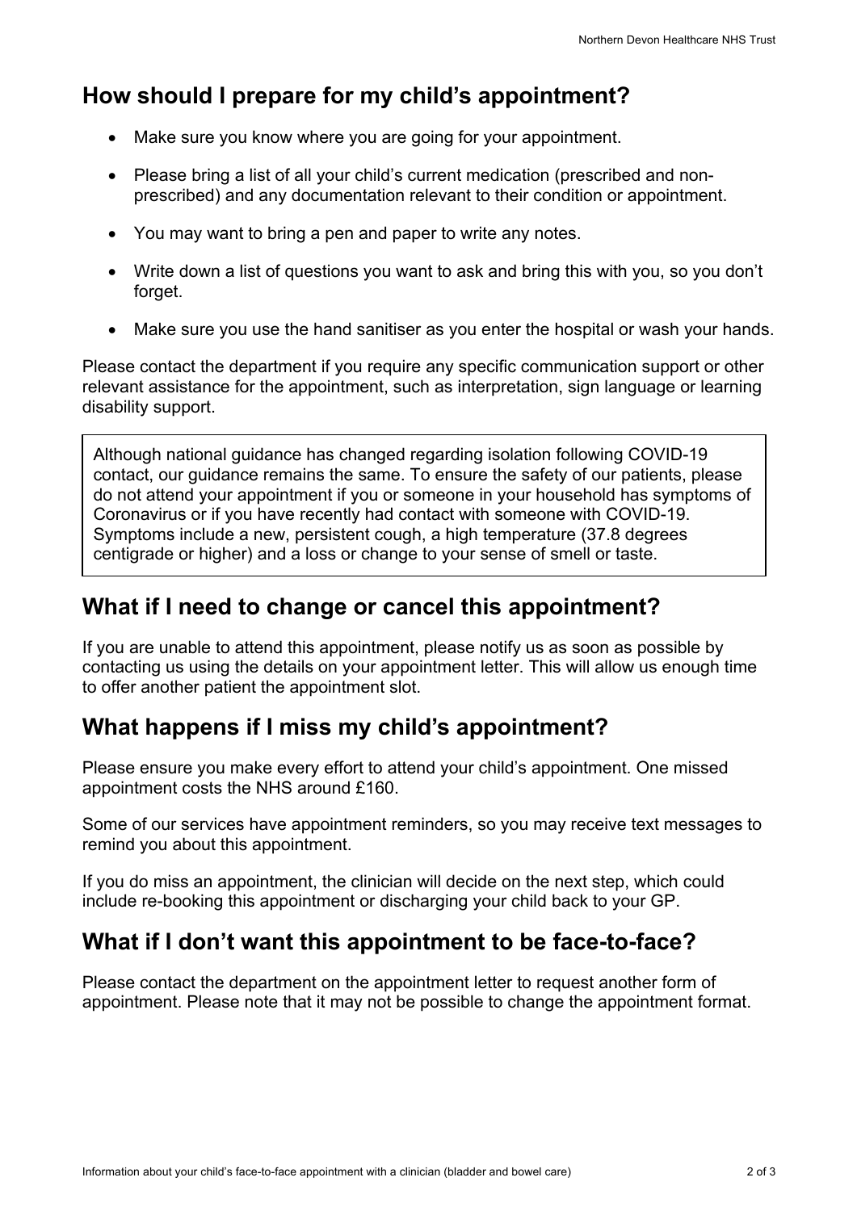## How should I prepare for my child's appointment?

- Make sure you know where you are going for your appointment.
- Please bring a list of all your child's current medication (prescribed and non-prescribed) and any documentation relevant to their condition or appointment.
- You may want to bring a pen and paper to write any notes.
- Write down a list of questions you want to ask and bring this with you, so you don't forget.
- Make sure you use the hand sanitiser as you enter the hospital or wash your hands.

Please contact the department if you require any specific communication support or other relevant assistance for the appointment, such as interpretation, sign language or learning disability support.

> Although national guidance has changed regarding isolation following COVID-19 contact, our guidance remains the same. To ensure the safety of our patients, please do not attend your appointment if you or someone in your household has symptoms of Coronavirus or if you have recently had contact with someone with COVID-19. Symptoms include a new, persistent cough, a high temperature (37.8 degrees centigrade or higher) and a loss or change to your sense of smell or taste.

## What if I need to change or cancel this appointment?

If you are unable to attend this appointment, please notify us as soon as possible by contacting us using the details on your appointment letter. This will allow us enough time to offer another patient the appointment slot.

## What happens if I miss my child's appointment?

Please ensure you make every effort to attend your child's appointment. One missed appointment costs the NHS around £160.

Some of our services have appointment reminders, so you may receive text messages to remind you about this appointment.

If you do miss an appointment, the clinician will decide on the next step, which could include re-booking this appointment or discharging your child back to your GP.

## What if I don't want this appointment to be face-to-face?

Please contact the department on the appointment letter to request another form of appointment. Please note that it may not be possible to change the appointment format.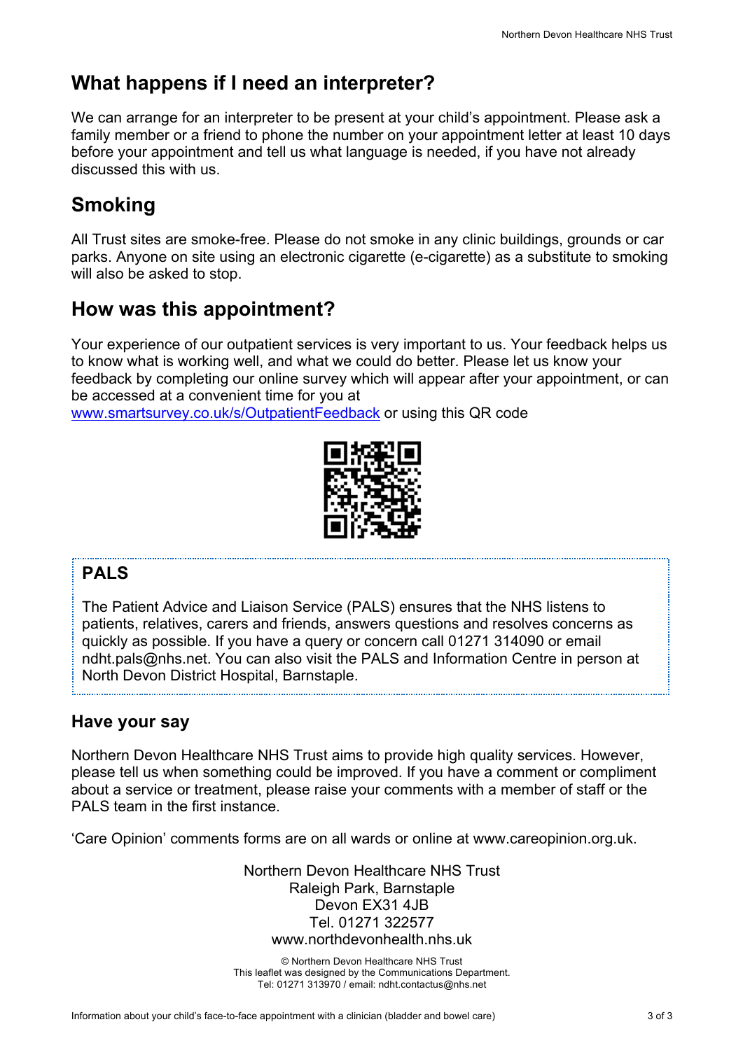## What happens if I need an interpreter?

We can arrange for an interpreter to be present at your child's appointment. Please ask a family member or a friend to phone the number on your appointment letter at least 10 days before your appointment and tell us what language is needed, if you have not already discussed this with us.

## Smoking

All Trust sites are smoke-free. Please do not smoke in any clinic buildings, grounds or car parks. Anyone on site using an electronic cigarette (e-cigarette) as a substitute to smoking will also be asked to stop.

## How was this appointment?

Your experience of our outpatient services is very important to us. Your feedback helps us to know what is working well, and what we could do better. Please let us know your feedback by completing our online survey which will appear after your appointment, or can be accessed at a convenient time for you at www.smartsurvey.co.uk/s/OutpatientFeedback or using this QR code

### PALS

The Patient Advice and Liaison Service (PALS) ensures that the NHS listens to patients, relatives, carers and friends, answers questions and resolves concerns as quickly as possible. If you have a query or concern call 01271 314090 or email ndht.pals@nhs.net. You can also visit the PALS and Information Centre in person at North Devon District Hospital, Barnstaple.

### Have your say

Northern Devon Healthcare NHS Trust aims to provide high quality services. However, please tell us when something could be improved. If you have a comment or compliment about a service or treatment, please raise your comments with a member of staff or the PALS team in the first instance.

'Care Opinion' comments forms are on all wards or online at www.careopinion.org.uk.

Northern Devon Healthcare NHS Trust
Raleigh Park, Barnstaple
Devon EX31 4JB
Tel. 01271 322577
www.northdevonhealth.nhs.uk

© Northern Devon Healthcare NHS Trust
This leaflet was designed by the Communications Department.
Tel: 01271 313970 / email: ndht.contactus@nhs.net